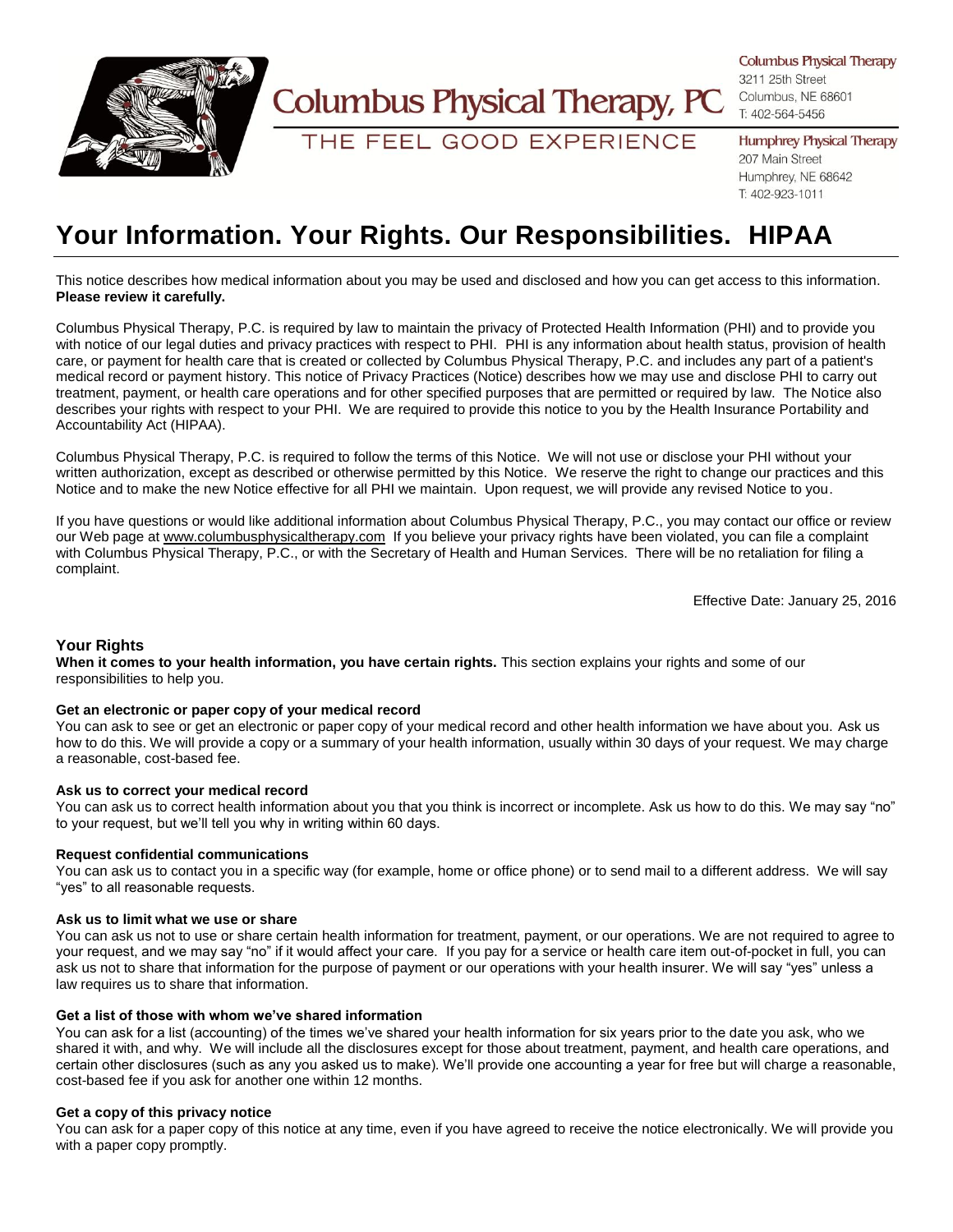# Columbus Physical Therapy, PC

THE FEEL GOOD EXPERIENCE

**Columbus Physical Therapy**
3211 25th Street
Columbus, NE 68601
T: 402-564-5456

**Humphrey Physical Therapy**
207 Main Street
Humphrey, NE 68642
T: 402-923-1011

# Your Information. Your Rights. Our Responsibilities. HIPAA

This notice describes how medical information about you may be used and disclosed and how you can get access to this information. **Please review it carefully.**

Columbus Physical Therapy, P.C. is required by law to maintain the privacy of Protected Health Information (PHI) and to provide you with notice of our legal duties and privacy practices with respect to PHI. PHI is any information about health status, provision of health care, or payment for health care that is created or collected by Columbus Physical Therapy, P.C. and includes any part of a patient's medical record or payment history. This notice of Privacy Practices (Notice) describes how we may use and disclose PHI to carry out treatment, payment, or health care operations and for other specified purposes that are permitted or required by law. The Notice also describes your rights with respect to your PHI. We are required to provide this notice to you by the Health Insurance Portability and Accountability Act (HIPAA).

Columbus Physical Therapy, P.C. is required to follow the terms of this Notice. We will not use or disclose your PHI without your written authorization, except as described or otherwise permitted by this Notice. We reserve the right to change our practices and this Notice and to make the new Notice effective for all PHI we maintain. Upon request, we will provide any revised Notice to you.

If you have questions or would like additional information about Columbus Physical Therapy, P.C., you may contact our office or review our Web page at www.columbusphysicaltherapy.com If you believe your privacy rights have been violated, you can file a complaint with Columbus Physical Therapy, P.C., or with the Secretary of Health and Human Services. There will be no retaliation for filing a complaint.

Effective Date: January 25, 2016

## Your Rights

**When it comes to your health information, you have certain rights.** This section explains your rights and some of our responsibilities to help you.

### Get an electronic or paper copy of your medical record

You can ask to see or get an electronic or paper copy of your medical record and other health information we have about you. Ask us how to do this. We will provide a copy or a summary of your health information, usually within 30 days of your request. We may charge a reasonable, cost-based fee.

### Ask us to correct your medical record

You can ask us to correct health information about you that you think is incorrect or incomplete. Ask us how to do this. We may say "no" to your request, but we'll tell you why in writing within 60 days.

### Request confidential communications

You can ask us to contact you in a specific way (for example, home or office phone) or to send mail to a different address. We will say "yes" to all reasonable requests.

### Ask us to limit what we use or share

You can ask us not to use or share certain health information for treatment, payment, or our operations. We are not required to agree to your request, and we may say "no" if it would affect your care. If you pay for a service or health care item out-of-pocket in full, you can ask us not to share that information for the purpose of payment or our operations with your health insurer. We will say "yes" unless a law requires us to share that information.

### Get a list of those with whom we've shared information

You can ask for a list (accounting) of the times we've shared your health information for six years prior to the date you ask, who we shared it with, and why. We will include all the disclosures except for those about treatment, payment, and health care operations, and certain other disclosures (such as any you asked us to make). We'll provide one accounting a year for free but will charge a reasonable, cost-based fee if you ask for another one within 12 months.

### Get a copy of this privacy notice

You can ask for a paper copy of this notice at any time, even if you have agreed to receive the notice electronically. We will provide you with a paper copy promptly.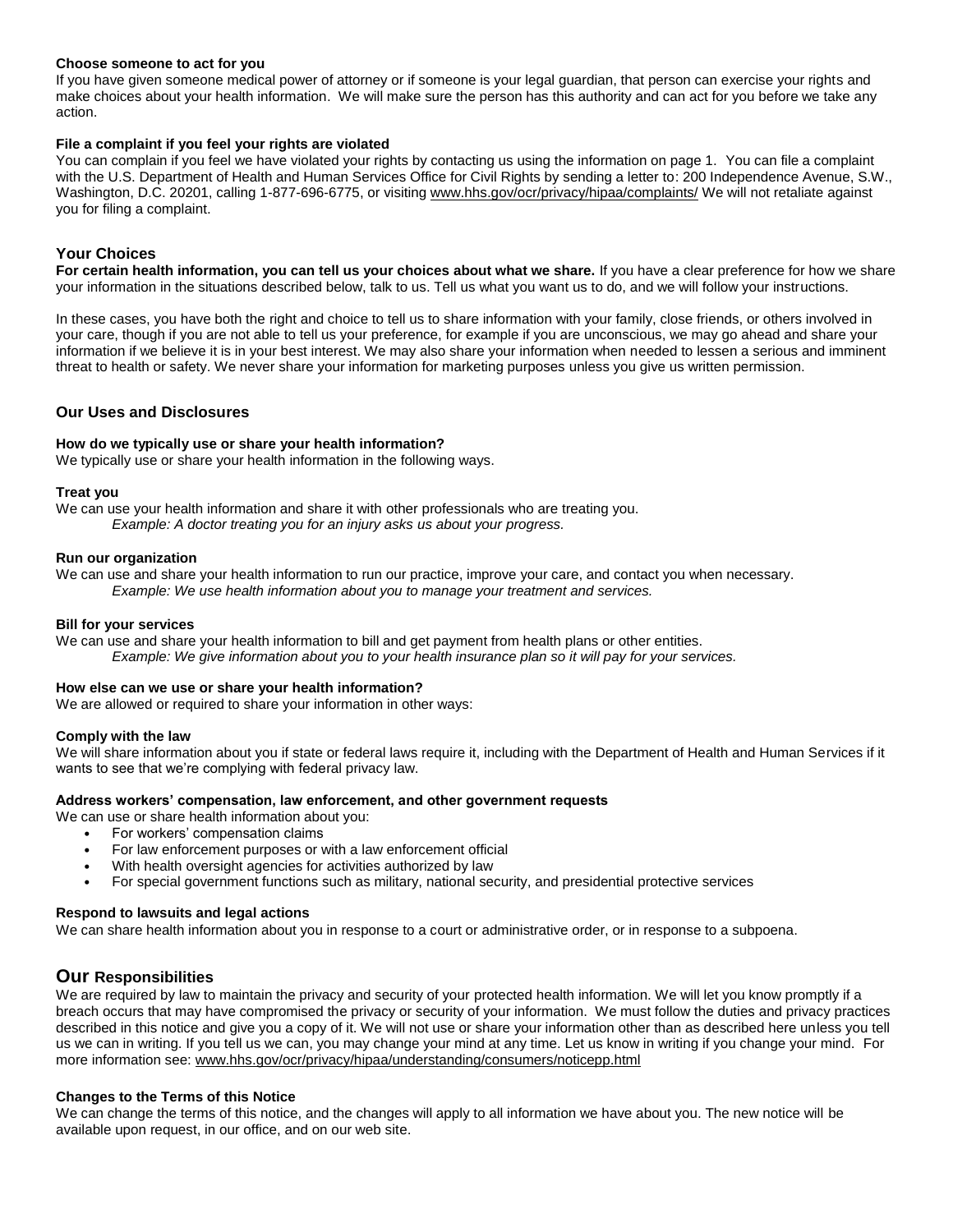**Choose someone to act for you**

If you have given someone medical power of attorney or if someone is your legal guardian, that person can exercise your rights and make choices about your health information. We will make sure the person has this authority and can act for you before we take any action.

**File a complaint if you feel your rights are violated**

You can complain if you feel we have violated your rights by contacting us using the information on page 1. You can file a complaint with the U.S. Department of Health and Human Services Office for Civil Rights by sending a letter to: 200 Independence Avenue, S.W., Washington, D.C. 20201, calling 1-877-696-6775, or visiting www.hhs.gov/ocr/privacy/hipaa/complaints/ We will not retaliate against you for filing a complaint.

## Your Choices

**For certain health information, you can tell us your choices about what we share.** If you have a clear preference for how we share your information in the situations described below, talk to us. Tell us what you want us to do, and we will follow your instructions.

In these cases, you have both the right and choice to tell us to share information with your family, close friends, or others involved in your care, though if you are not able to tell us your preference, for example if you are unconscious, we may go ahead and share your information if we believe it is in your best interest. We may also share your information when needed to lessen a serious and imminent threat to health or safety. We never share your information for marketing purposes unless you give us written permission.

## Our Uses and Disclosures

**How do we typically use or share your health information?**

We typically use or share your health information in the following ways.

**Treat you**

We can use your health information and share it with other professionals who are treating you.

*Example: A doctor treating you for an injury asks us about your progress.*

**Run our organization**

We can use and share your health information to run our practice, improve your care, and contact you when necessary.

*Example: We use health information about you to manage your treatment and services.*

**Bill for your services**

We can use and share your health information to bill and get payment from health plans or other entities.

*Example: We give information about you to your health insurance plan so it will pay for your services.*

**How else can we use or share your health information?**

We are allowed or required to share your information in other ways:

**Comply with the law**

We will share information about you if state or federal laws require it, including with the Department of Health and Human Services if it wants to see that we're complying with federal privacy law.

**Address workers' compensation, law enforcement, and other government requests**

We can use or share health information about you:

- For workers' compensation claims
- For law enforcement purposes or with a law enforcement official
- With health oversight agencies for activities authorized by law
- For special government functions such as military, national security, and presidential protective services

**Respond to lawsuits and legal actions**

We can share health information about you in response to a court or administrative order, or in response to a subpoena.

## Our Responsibilities

We are required by law to maintain the privacy and security of your protected health information. We will let you know promptly if a breach occurs that may have compromised the privacy or security of your information. We must follow the duties and privacy practices described in this notice and give you a copy of it. We will not use or share your information other than as described here unless you tell us we can in writing. If you tell us we can, you may change your mind at any time. Let us know in writing if you change your mind. For more information see: www.hhs.gov/ocr/privacy/hipaa/understanding/consumers/noticepp.html

**Changes to the Terms of this Notice**

We can change the terms of this notice, and the changes will apply to all information we have about you. The new notice will be available upon request, in our office, and on our web site.